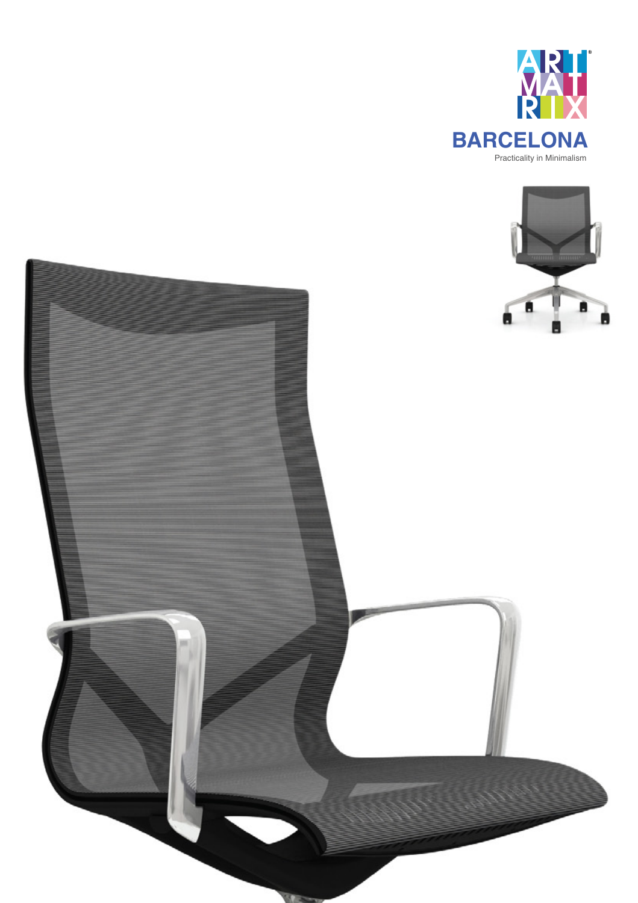ARTMATRIX®

# BARCELONA

Practicality in Minimalism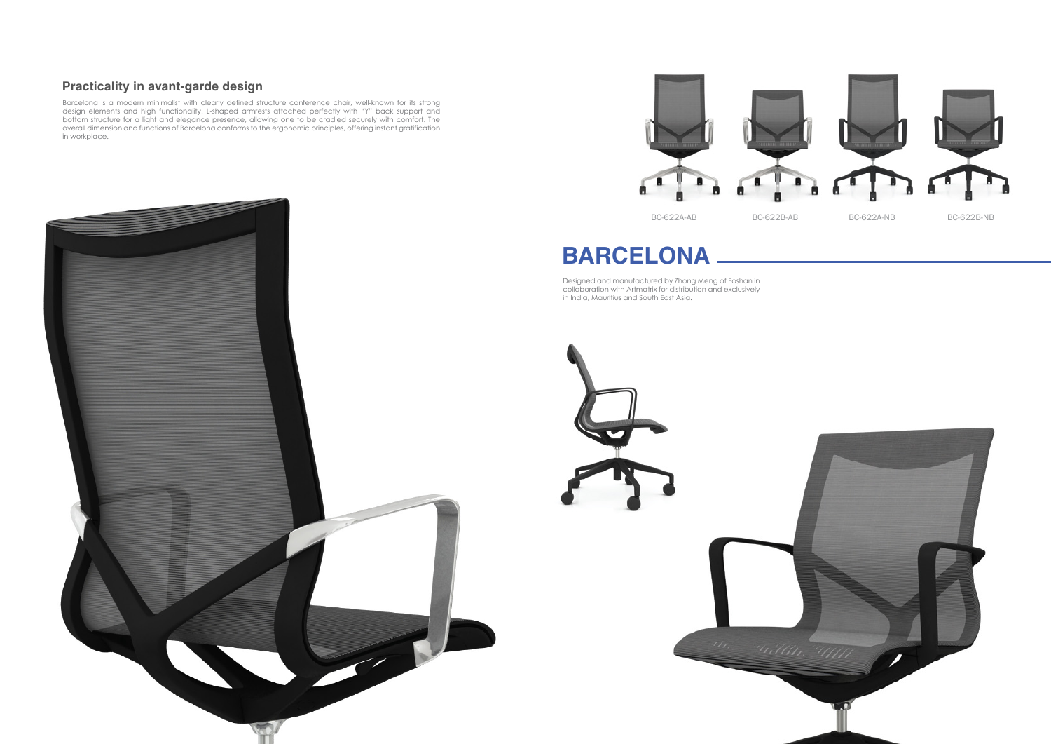## Practicality in avant-garde design

Barcelona is a modern minimalist with clearly defined structure conference chair, well-known for its strong design elements and high functionality. L-shaped armrests attached perfectly with "Y" back support and bottom structure for a light and elegance presence, allowing one to be cradled securely with comfort. The overall dimension and functions of Barcelona conforms to the ergonomic principles, offering instant gratification in workplace.

BC-622A-AB

BC-622B-AB

BC-622A-NB

BC-622B-NB

# BARCELONA

Designed and manufactured by Zhong Meng of Foshan in collaboration with Artmatrix for distribution and exclusively in India, Mauritius and South East Asia.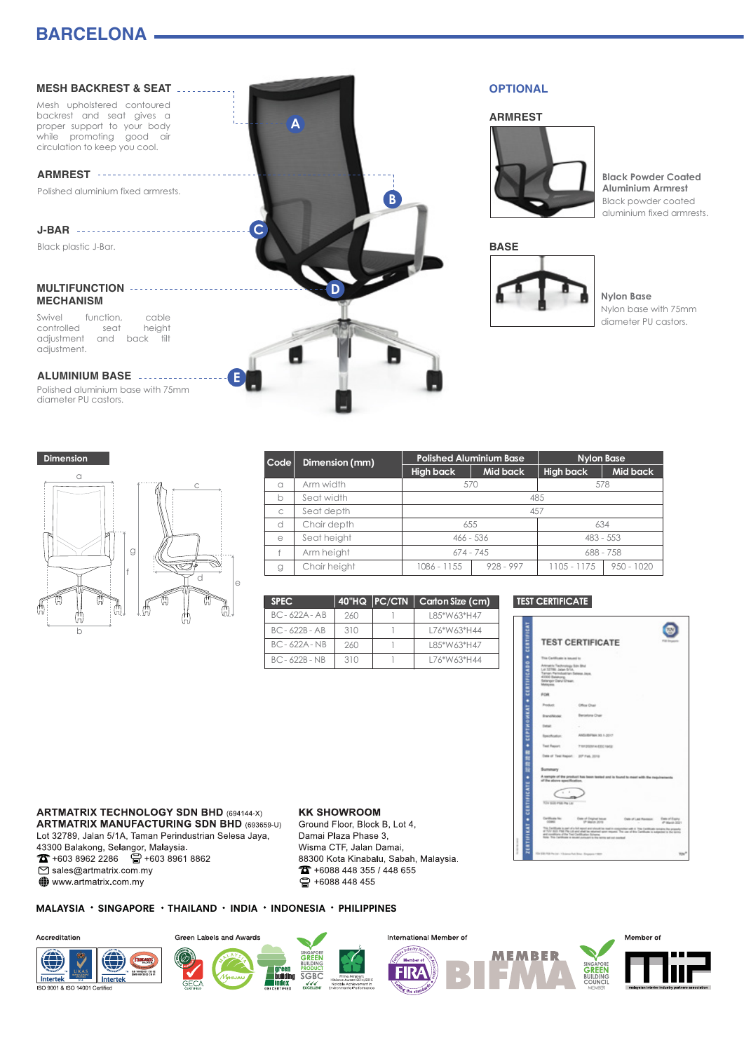# BARCELONA

### MESH BACKREST & SEAT

Mesh upholstered contoured backrest and seat gives a proper support to your body while promoting good air circulation to keep you cool.

### ARMREST

Polished aluminium fixed armrests.

### J-BAR

Black plastic J-Bar.

### MULTIFUNCTION MECHANISM

Swivel function, cable controlled seat height adjustment and back tilt adjustment.

### ALUMINIUM BASE

Polished aluminium base with 75mm diameter PU castors.

A B C D E

## OPTIONAL

### ARMREST

**Black Powder Coated Aluminium Armrest**
Black powder coated aluminium fixed armrests.

### BASE

**Nylon Base**
Nylon base with 75mm diameter PU castors.

**Dimension**

a b c d e f g

| Code | Dimension (mm) | Polished Aluminium Base | | Nylon Base | |
|---|---|---|---|---|---|
| | | High back | Mid back | High back | Mid back |
| a | Arm width | 570 | | 578 | |
| b | Seat width | 485 | | | |
| c | Seat depth | 457 | | | |
| d | Chair depth | 655 | | 634 | |
| e | Seat height | 466 - 536 | | 483 - 553 | |
| f | Arm height | 674 - 745 | | 688 - 758 | |
| g | Chair height | 1086 - 1155 | 928 - 997 | 1105 - 1175 | 950 - 1020 |

| SPEC | 40"HQ | PC/CTN | Carton Size (cm) |
|---|---|---|---|
| BC - 622A - AB | 260 | 1 | L85*W63*H47 |
| BC - 622B - AB | 310 | 1 | L76*W63*H44 |
| BC - 622A - NB | 260 | 1 | L85*W63*H47 |
| BC - 622B - NB | 310 | 1 | L76*W63*H44 |

**TEST CERTIFICATE**

**ARTMATRIX TECHNOLOGY SDN BHD** (694144-X)
**ARTMATRIX MANUFACTURING SDN BHD** (693659-U)
Lot 32789, Jalan 5/1A, Taman Perindustrian Selesa Jaya,
43300 Balakong, Selangor, Malaysia.
+603 8962 2286 +603 8961 8862
sales@artmatrix.com.my
www.artmatrix.com.my

**KK SHOWROOM**
Ground Floor, Block B, Lot 4,
Damai Plaza Phase 3,
Wisma CTF, Jalan Damai,
88300 Kota Kinabalu, Sabah, Malaysia.
+6088 448 355 / 448 655
+6088 448 455

**MALAYSIA • SINGAPORE • THAILAND • INDIA • INDONESIA • PHILIPPINES**

Accreditation
ISO 9001 & ISO 14001 Certified

Green Labels and Awards

International Member of

Member of